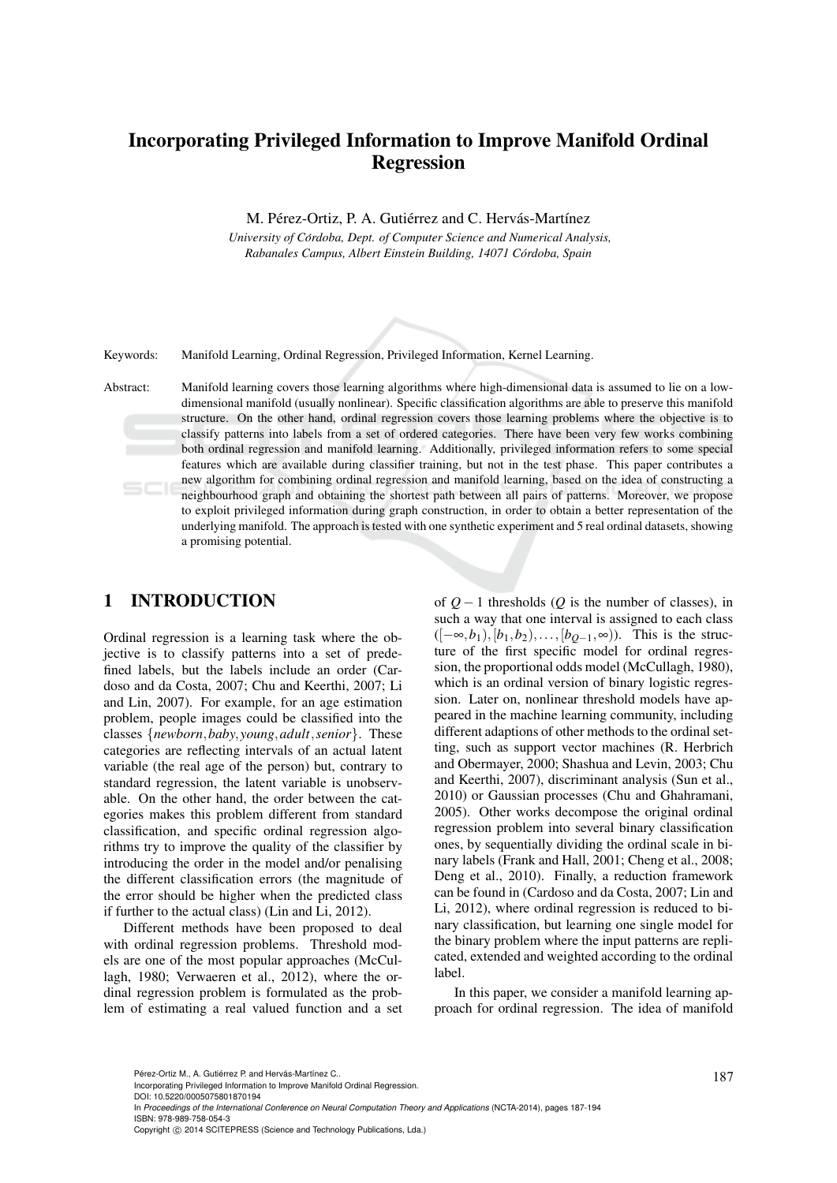# Incorporating Privileged Information to Improve Manifold Ordinal Regression

M. Pérez-Ortiz, P. A. Gutiérrez and C. Hervás-Martínez

*University of Córdoba, Dept. of Computer Science and Numerical Analysis, Rabanales Campus, Albert Einstein Building, 14071 Córdoba, Spain*

Keywords: Manifold Learning, Ordinal Regression, Privileged Information, Kernel Learning.

Abstract: Manifold learning covers those learning algorithms where high-dimensional data is assumed to lie on a low-dimensional manifold (usually nonlinear). Specific classification algorithms are able to preserve this manifold structure. On the other hand, ordinal regression covers those learning problems where the objective is to classify patterns into labels from a set of ordered categories. There have been very few works combining both ordinal regression and manifold learning. Additionally, privileged information refers to some special features which are available during classifier training, but not in the test phase. This paper contributes a new algorithm for combining ordinal regression and manifold learning, based on the idea of constructing a neighbourhood graph and obtaining the shortest path between all pairs of patterns. Moreover, we propose to exploit privileged information during graph construction, in order to obtain a better representation of the underlying manifold. The approach is tested with one synthetic experiment and 5 real ordinal datasets, showing a promising potential.

## 1 INTRODUCTION

Ordinal regression is a learning task where the objective is to classify patterns into a set of predefined labels, but the labels include an order (Cardoso and da Costa, 2007; Chu and Keerthi, 2007; Li and Lin, 2007). For example, for an age estimation problem, people images could be classified into the classes $\{newborn, baby, young, adult, senior\}$. These categories are reflecting intervals of an actual latent variable (the real age of the person) but, contrary to standard regression, the latent variable is unobservable. On the other hand, the order between the categories makes this problem different from standard classification, and specific ordinal regression algorithms try to improve the quality of the classifier by introducing the order in the model and/or penalising the different classification errors (the magnitude of the error should be higher when the predicted class if further to the actual class) (Lin and Li, 2012).

Different methods have been proposed to deal with ordinal regression problems. Threshold models are one of the most popular approaches (McCullagh, 1980; Verwaeren et al., 2012), where the ordinal regression problem is formulated as the problem of estimating a real valued function and a set of $Q-1$ thresholds ($Q$ is the number of classes), in such a way that one interval is assigned to each class ($[-\infty, b_1), [b_1, b_2), \ldots, [b_{Q-1}, \infty)$). This is the structure of the first specific model for ordinal regression, the proportional odds model (McCullagh, 1980), which is an ordinal version of binary logistic regression. Later on, nonlinear threshold models have appeared in the machine learning community, including different adaptions of other methods to the ordinal setting, such as support vector machines (R. Herbrich and Obermayer, 2000; Shashua and Levin, 2003; Chu and Keerthi, 2007), discriminant analysis (Sun et al., 2010) or Gaussian processes (Chu and Ghahramani, 2005). Other works decompose the original ordinal regression problem into several binary classification ones, by sequentially dividing the ordinal scale in binary labels (Frank and Hall, 2001; Cheng et al., 2008; Deng et al., 2010). Finally, a reduction framework can be found in (Cardoso and da Costa, 2007; Lin and Li, 2012), where ordinal regression is reduced to binary classification, but learning one single model for the binary problem where the input patterns are replicated, extended and weighted according to the ordinal label.

In this paper, we consider a manifold learning approach for ordinal regression. The idea of manifold

Pérez-Ortiz M., A. Gutiérrez P. and Hervás-Martínez C..
Incorporating Privileged Information to Improve Manifold Ordinal Regression.
DOI: 10.5220/0005075801870194
In *Proceedings of the International Conference on Neural Computation Theory and Applications* (NCTA-2014), pages 187-194
ISBN: 978-989-758-054-3
Copyright © 2014 SCITEPRESS (Science and Technology Publications, Lda.)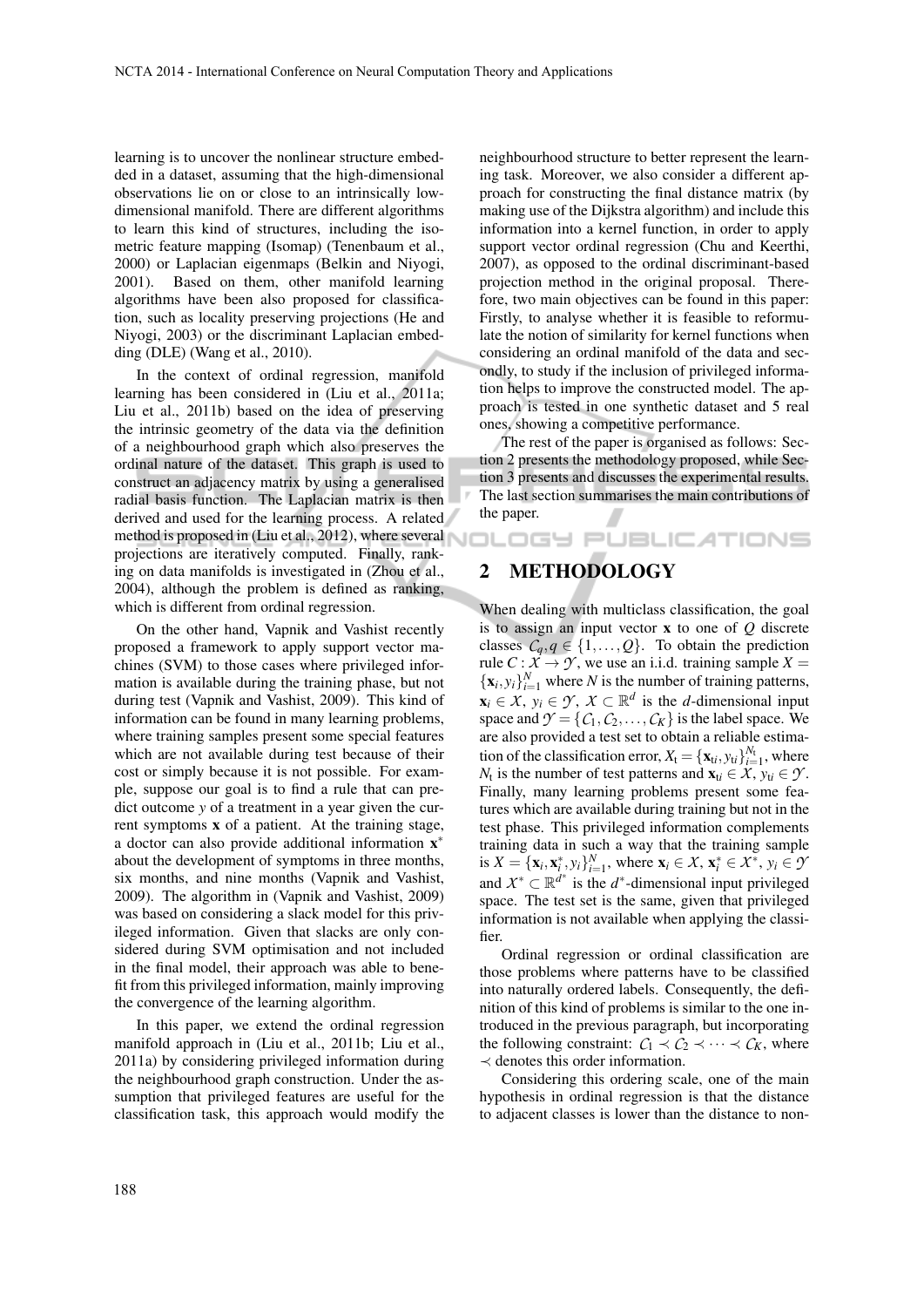learning is to uncover the nonlinear structure embedded in a dataset, assuming that the high-dimensional observations lie on or close to an intrinsically low-dimensional manifold. There are different algorithms to learn this kind of structures, including the isometric feature mapping (Isomap) (Tenenbaum et al., 2000) or Laplacian eigenmaps (Belkin and Niyogi, 2001). Based on them, other manifold learning algorithms have been also proposed for classification, such as locality preserving projections (He and Niyogi, 2003) or the discriminant Laplacian embedding (DLE) (Wang et al., 2010).

In the context of ordinal regression, manifold learning has been considered in (Liu et al., 2011a; Liu et al., 2011b) based on the idea of preserving the intrinsic geometry of the data via the definition of a neighbourhood graph which also preserves the ordinal nature of the dataset. This graph is used to construct an adjacency matrix by using a generalised radial basis function. The Laplacian matrix is then derived and used for the learning process. A related method is proposed in (Liu et al., 2012), where several projections are iteratively computed. Finally, ranking on data manifolds is investigated in (Zhou et al., 2004), although the problem is defined as ranking, which is different from ordinal regression.

On the other hand, Vapnik and Vashist recently proposed a framework to apply support vector machines (SVM) to those cases where privileged information is available during the training phase, but not during test (Vapnik and Vashist, 2009). This kind of information can be found in many learning problems, where training samples present some special features which are not available during test because of their cost or simply because it is not possible. For example, suppose our goal is to find a rule that can predict outcome $y$ of a treatment in a year given the current symptoms $\mathbf{x}$ of a patient. At the training stage, a doctor can also provide additional information $\mathbf{x}^*$ about the development of symptoms in three months, six months, and nine months (Vapnik and Vashist, 2009). The algorithm in (Vapnik and Vashist, 2009) was based on considering a slack model for this privileged information. Given that slacks are only considered during SVM optimisation and not included in the final model, their approach was able to benefit from this privileged information, mainly improving the convergence of the learning algorithm.

In this paper, we extend the ordinal regression manifold approach in (Liu et al., 2011b; Liu et al., 2011a) by considering privileged information during the neighbourhood graph construction. Under the assumption that privileged features are useful for the classification task, this approach would modify the neighbourhood structure to better represent the learning task. Moreover, we also consider a different approach for constructing the final distance matrix (by making use of the Dijkstra algorithm) and include this information into a kernel function, in order to apply support vector ordinal regression (Chu and Keerthi, 2007), as opposed to the ordinal discriminant-based projection method in the original proposal. Therefore, two main objectives can be found in this paper: Firstly, to analyse whether it is feasible to reformulate the notion of similarity for kernel functions when considering an ordinal manifold of the data and secondly, to study if the inclusion of privileged information helps to improve the constructed model. The approach is tested in one synthetic dataset and 5 real ones, showing a competitive performance.

The rest of the paper is organised as follows: Section 2 presents the methodology proposed, while Section 3 presents and discusses the experimental results. The last section summarises the main contributions of the paper.

## 2 METHODOLOGY

When dealing with multiclass classification, the goal is to assign an input vector $\mathbf{x}$ to one of $Q$ discrete classes $\mathcal{C}_q, q \in \{1, \ldots, Q\}$. To obtain the prediction rule $C : \mathcal{X} \rightarrow \mathcal{Y}$, we use an i.i.d. training sample $X = \{\mathbf{x}_i, y_i\}_{i=1}^N$ where $N$ is the number of training patterns, $\mathbf{x}_i \in \mathcal{X}$, $y_i \in \mathcal{Y}$, $\mathcal{X} \subset \mathbb{R}^d$ is the $d$-dimensional input space and $\mathcal{Y} = \{\mathcal{C}_1, \mathcal{C}_2, \ldots, \mathcal{C}_K\}$ is the label space. We are also provided a test set to obtain a reliable estimation of the classification error, $X_t = \{\mathbf{x}_{ti}, y_{ti}\}_{i=1}^{N_t}$, where $N_t$ is the number of test patterns and $\mathbf{x}_{ti} \in \mathcal{X}$, $y_{ti} \in \mathcal{Y}$. Finally, many learning problems present some features which are available during training but not in the test phase. This privileged information complements training data in such a way that the training sample is $X = \{\mathbf{x}_i, \mathbf{x}_i^*, y_i\}_{i=1}^N$, where $\mathbf{x}_i \in \mathcal{X}$, $\mathbf{x}_i^* \in \mathcal{X}^*$, $y_i \in \mathcal{Y}$ and $\mathcal{X}^* \subset \mathbb{R}^{d^*}$ is the $d^*$-dimensional input privileged space. The test set is the same, given that privileged information is not available when applying the classifier.

Ordinal regression or ordinal classification are those problems where patterns have to be classified into naturally ordered labels. Consequently, the definition of this kind of problems is similar to the one introduced in the previous paragraph, but incorporating the following constraint: $\mathcal{C}_1 \prec \mathcal{C}_2 \prec \cdots \prec \mathcal{C}_K$, where $\prec$ denotes this order information.

Considering this ordering scale, one of the main hypothesis in ordinal regression is that the distance to adjacent classes is lower than the distance to non-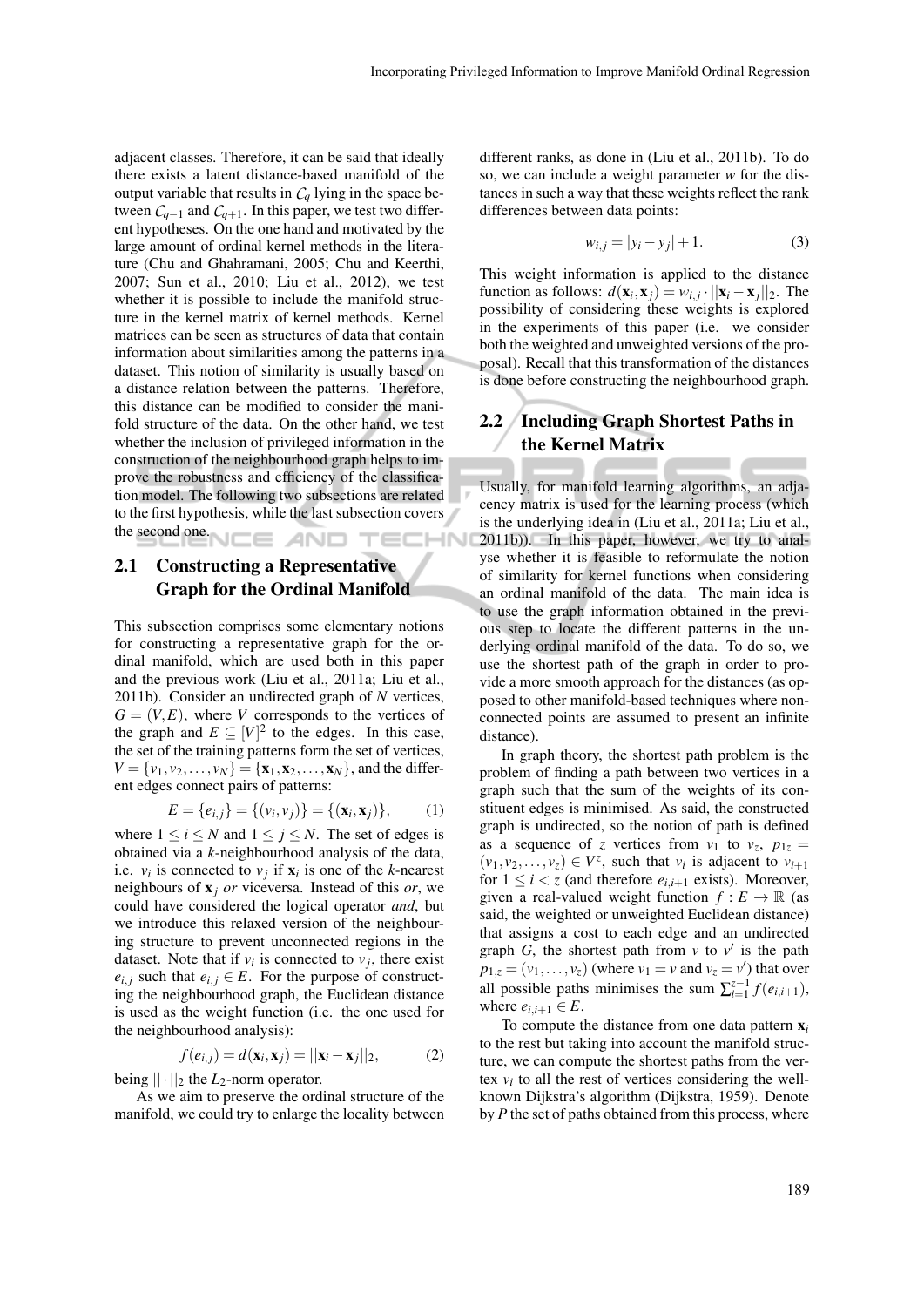adjacent classes. Therefore, it can be said that ideally there exists a latent distance-based manifold of the output variable that results in $\mathcal{C}_q$ lying in the space between $\mathcal{C}_{q-1}$ and $\mathcal{C}_{q+1}$. In this paper, we test two different hypotheses. On the one hand and motivated by the large amount of ordinal kernel methods in the literature (Chu and Ghahramani, 2005; Chu and Keerthi, 2007; Sun et al., 2010; Liu et al., 2012), we test whether it is possible to include the manifold structure in the kernel matrix of kernel methods. Kernel matrices can be seen as structures of data that contain information about similarities among the patterns in a dataset. This notion of similarity is usually based on a distance relation between the patterns. Therefore, this distance can be modified to consider the manifold structure of the data. On the other hand, we test whether the inclusion of privileged information in the construction of the neighbourhood graph helps to improve the robustness and efficiency of the classification model. The following two subsections are related to the first hypothesis, while the last subsection covers the second one.

## 2.1 Constructing a Representative Graph for the Ordinal Manifold

This subsection comprises some elementary notions for constructing a representative graph for the ordinal manifold, which are used both in this paper and the previous work (Liu et al., 2011a; Liu et al., 2011b). Consider an undirected graph of $N$ vertices, $G = (V, E)$, where $V$ corresponds to the vertices of the graph and $E \subseteq [V]^2$ to the edges. In this case, the set of the training patterns form the set of vertices, $V = \{v_1, v_2, \ldots, v_N\} = \{\mathbf{x}_1, \mathbf{x}_2, \ldots, \mathbf{x}_N\}$, and the different edges connect pairs of patterns:

$$E = \{e_{i,j}\} = \{(v_i, v_j)\} = \{(\mathbf{x}_i, \mathbf{x}_j)\}, \qquad (1)$$

where $1 \leq i \leq N$ and $1 \leq j \leq N$. The set of edges is obtained via a $k$-neighbourhood analysis of the data, i.e. $v_i$ is connected to $v_j$ if $\mathbf{x}_i$ is one of the $k$-nearest neighbours of $\mathbf{x}_j$ *or* viceversa. Instead of this *or*, we could have considered the logical operator *and*, but we introduce this relaxed version of the neighbouring structure to prevent unconnected regions in the dataset. Note that if $v_i$ is connected to $v_j$, there exist $e_{i,j}$ such that $e_{i,j} \in E$. For the purpose of constructing the neighbourhood graph, the Euclidean distance is used as the weight function (i.e. the one used for the neighbourhood analysis):

$$f(e_{i,j}) = d(\mathbf{x}_i, \mathbf{x}_j) = ||\mathbf{x}_i - \mathbf{x}_j||_2, \qquad (2)$$

being $||\cdot||_2$ the $L_2$-norm operator.

As we aim to preserve the ordinal structure of the manifold, we could try to enlarge the locality between different ranks, as done in (Liu et al., 2011b). To do so, we can include a weight parameter $w$ for the distances in such a way that these weights reflect the rank differences between data points:

$$w_{i,j} = |y_i - y_j| + 1. \qquad (3)$$

This weight information is applied to the distance function as follows: $d(\mathbf{x}_i, \mathbf{x}_j) = w_{i,j} \cdot ||\mathbf{x}_i - \mathbf{x}_j||_2$. The possibility of considering these weights is explored in the experiments of this paper (i.e. we consider both the weighted and unweighted versions of the proposal). Recall that this transformation of the distances is done before constructing the neighbourhood graph.

## 2.2 Including Graph Shortest Paths in the Kernel Matrix

Usually, for manifold learning algorithms, an adjacency matrix is used for the learning process (which is the underlying idea in (Liu et al., 2011a; Liu et al., 2011b)). In this paper, however, we try to analyse whether it is feasible to reformulate the notion of similarity for kernel functions when considering an ordinal manifold of the data. The main idea is to use the graph information obtained in the previous step to locate the different patterns in the underlying ordinal manifold of the data. To do so, we use the shortest path of the graph in order to provide a more smooth approach for the distances (as opposed to other manifold-based techniques where non-connected points are assumed to present an infinite distance).

In graph theory, the shortest path problem is the problem of finding a path between two vertices in a graph such that the sum of the weights of its constituent edges is minimised. As said, the constructed graph is undirected, so the notion of path is defined as a sequence of $z$ vertices from $v_1$ to $v_z$, $p_{1z} = (v_1, v_2, \ldots, v_z) \in V^z$, such that $v_i$ is adjacent to $v_{i+1}$ for $1 \leq i < z$ (and therefore $e_{i,i+1}$ exists). Moreover, given a real-valued weight function $f : E \rightarrow \mathbb{R}$ (as said, the weighted or unweighted Euclidean distance) that assigns a cost to each edge and an undirected graph $G$, the shortest path from $v$ to $v'$ is the path $p_{1,z} = (v_1, \ldots, v_z)$ (where $v_1 = v$ and $v_z = v'$) that over all possible paths minimises the sum $\sum_{i=1}^{z-1} f(e_{i,i+1})$, where $e_{i,i+1} \in E$.

To compute the distance from one data pattern $\mathbf{x}_i$ to the rest but taking into account the manifold structure, we can compute the shortest paths from the vertex $v_i$ to all the rest of vertices considering the well-known Dijkstra's algorithm (Dijkstra, 1959). Denote by $P$ the set of paths obtained from this process, where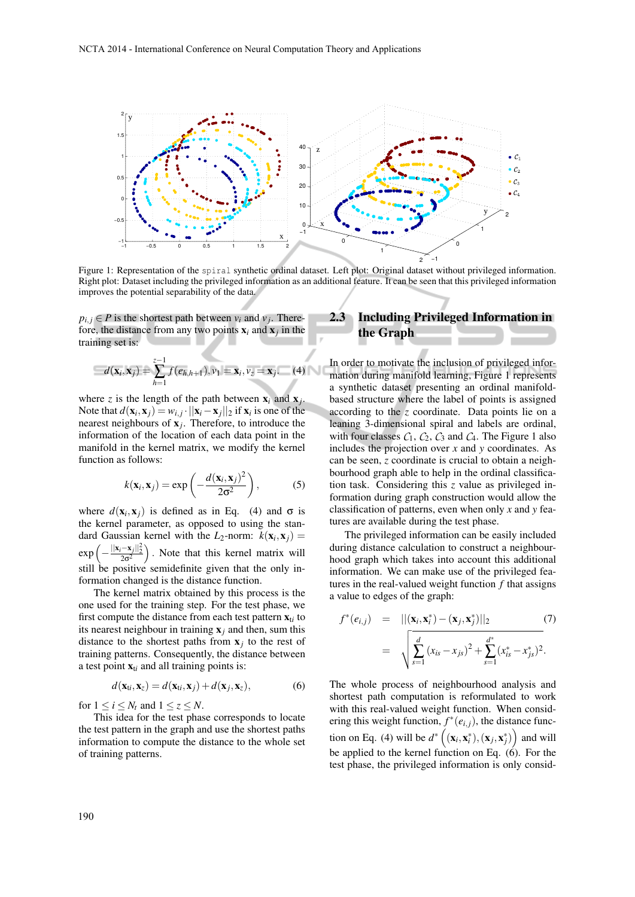Figure 1: Representation of the spiral synthetic ordinal dataset. Left plot: Original dataset without privileged information. Right plot: Dataset including the privileged information as an additional feature. It can be seen that this privileged information improves the potential separability of the data.

$p_{i,j} \in P$ is the shortest path between $v_i$ and $v_j$. Therefore, the distance from any two points $\mathbf{x}_i$ and $\mathbf{x}_j$ in the training set is:

$$d(\mathbf{x}_i, \mathbf{x}_j) = \sum_{h=1}^{z-1} f(e_{h,h+1}), v_1 = \mathbf{x}_i, v_z = \mathbf{x}_j. \quad (4)$$

where $z$ is the length of the path between $\mathbf{x}_i$ and $\mathbf{x}_j$. Note that $d(\mathbf{x}_i, \mathbf{x}_j) = w_{i,j} \cdot ||\mathbf{x}_i - \mathbf{x}_j||_2$ if $\mathbf{x}_i$ is one of the nearest neighbours of $\mathbf{x}_j$. Therefore, to introduce the information of the location of each data point in the manifold in the kernel matrix, we modify the kernel function as follows:

$$k(\mathbf{x}_i, \mathbf{x}_j) = \exp\left(-\frac{d(\mathbf{x}_i, \mathbf{x}_j)^2}{2\sigma^2}\right), \quad (5)$$

where $d(\mathbf{x}_i, \mathbf{x}_j)$ is defined as in Eq. (4) and $\sigma$ is the kernel parameter, as opposed to using the standard Gaussian kernel with the $L_2$-norm: $k(\mathbf{x}_i, \mathbf{x}_j) = \exp\left(-\frac{||\mathbf{x}_i - \mathbf{x}_j||_2^2}{2\sigma^2}\right)$. Note that this kernel matrix will still be positive semidefinite given that the only information changed is the distance function.

The kernel matrix obtained by this process is the one used for the training step. For the test phase, we first compute the distance from each test pattern $\mathbf{x}_{ti}$ to its nearest neighbour in training $\mathbf{x}_j$ and then, sum this distance to the shortest paths from $\mathbf{x}_j$ to the rest of training patterns. Consequently, the distance between a test point $\mathbf{x}_{ti}$ and all training points is:

$$d(\mathbf{x}_{ti}, \mathbf{x}_z) = d(\mathbf{x}_{ti}, \mathbf{x}_j) + d(\mathbf{x}_j, \mathbf{x}_z), \quad (6)$$

for $1 \leq i \leq N_t$ and $1 \leq z \leq N$.

This idea for the test phase corresponds to locate the test pattern in the graph and use the shortest paths information to compute the distance to the whole set of training patterns.

### 2.3 Including Privileged Information in the Graph

In order to motivate the inclusion of privileged information during manifold learning, Figure 1 represents a synthetic dataset presenting an ordinal manifold-based structure where the label of points is assigned according to the $z$ coordinate. Data points lie on a leaning 3-dimensional spiral and labels are ordinal, with four classes $\mathcal{C}_1$, $\mathcal{C}_2$, $\mathcal{C}_3$ and $\mathcal{C}_4$. The Figure 1 also includes the projection over $x$ and $y$ coordinates. As can be seen, $z$ coordinate is crucial to obtain a neighbourhood graph able to help in the ordinal classification task. Considering this $z$ value as privileged information during graph construction would allow the classification of patterns, even when only $x$ and $y$ features are available during the test phase.

The privileged information can be easily included during distance calculation to construct a neighbourhood graph which takes into account this additional information. We can make use of the privileged features in the real-valued weight function $f$ that assigns a value to edges of the graph:

$$\begin{aligned} f^*(e_{i,j}) &= ||(\mathbf{x}_i, \mathbf{x}_i^*) - (\mathbf{x}_j, \mathbf{x}_j^*)||_2 \quad (7) \\ &= \sqrt{\sum_{s=1}^{d} (x_{is} - x_{js})^2 + \sum_{s=1}^{d^*} (x_{is}^* - x_{js}^*)^2}. \end{aligned}$$

The whole process of neighbourhood analysis and shortest path computation is reformulated to work with this real-valued weight function. When considering this weight function, $f^*(e_{i,j})$, the distance function on Eq. (4) will be $d^*\left((\mathbf{x}_i, \mathbf{x}_i^*), (\mathbf{x}_j, \mathbf{x}_j^*)\right)$ and will be applied to the kernel function on Eq. (6). For the test phase, the privileged information is only consid-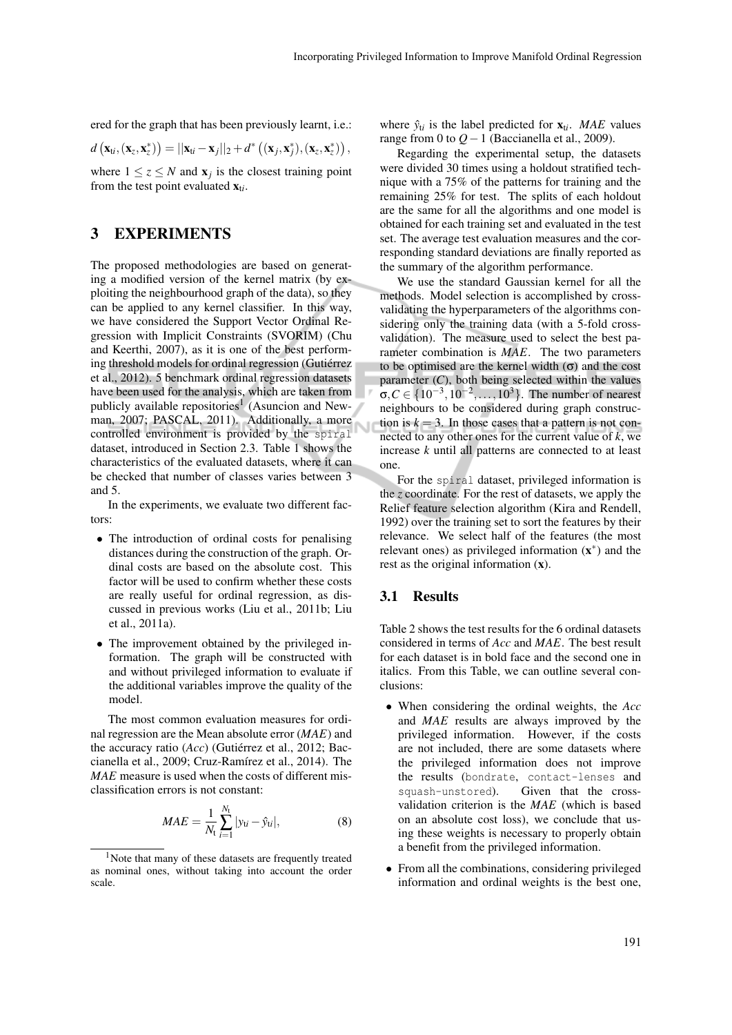ered for the graph that has been previously learnt, i.e.:

$$d\left(\mathbf{x}_{ti}, (\mathbf{x}_z, \mathbf{x}_z^*)\right) = ||\mathbf{x}_{ti} - \mathbf{x}_j||_2 + d^*\left((\mathbf{x}_j, \mathbf{x}_j^*), (\mathbf{x}_z, \mathbf{x}_z^*)\right),$$

where $1 \leq z \leq N$ and $\mathbf{x}_j$ is the closest training point from the test point evaluated $\mathbf{x}_{ti}$.

## 3 EXPERIMENTS

The proposed methodologies are based on generating a modified version of the kernel matrix (by exploiting the neighbourhood graph of the data), so they can be applied to any kernel classifier. In this way, we have considered the Support Vector Ordinal Regression with Implicit Constraints (SVORIM) (Chu and Keerthi, 2007), as it is one of the best performing threshold models for ordinal regression (Gutiérrez et al., 2012). 5 benchmark ordinal regression datasets have been used for the analysis, which are taken from publicly available repositories[1] (Asuncion and Newman, 2007; PASCAL, 2011). Additionally, a more controlled environment is provided by the `spiral` dataset, introduced in Section 2.3. Table 1 shows the characteristics of the evaluated datasets, where it can be checked that number of classes varies between 3 and 5.

In the experiments, we evaluate two different factors:

- The introduction of ordinal costs for penalising distances during the construction of the graph. Ordinal costs are based on the absolute cost. This factor will be used to confirm whether these costs are really useful for ordinal regression, as discussed in previous works (Liu et al., 2011b; Liu et al., 2011a).
- The improvement obtained by the privileged information. The graph will be constructed with and without privileged information to evaluate if the additional variables improve the quality of the model.

The most common evaluation measures for ordinal regression are the Mean absolute error (*MAE*) and the accuracy ratio (*Acc*) (Gutiérrez et al., 2012; Baccianella et al., 2009; Cruz-Ramírez et al., 2014). The *MAE* measure is used when the costs of different misclassification errors is not constant:

$$MAE = \frac{1}{N_t} \sum_{i=1}^{N_t} |y_{ti} - \hat{y}_{ti}|, \tag{8}$$

where $\hat{y}_{ti}$ is the label predicted for $\mathbf{x}_{ti}$. *MAE* values range from 0 to $Q-1$ (Baccianella et al., 2009).

Regarding the experimental setup, the datasets were divided 30 times using a holdout stratified technique with a 75% of the patterns for training and the remaining 25% for test. The splits of each holdout are the same for all the algorithms and one model is obtained for each training set and evaluated in the test set. The average test evaluation measures and the corresponding standard deviations are finally reported as the summary of the algorithm performance.

We use the standard Gaussian kernel for all the methods. Model selection is accomplished by cross-validating the hyperparameters of the algorithms considering only the training data (with a 5-fold cross-validation). The measure used to select the best parameter combination is *MAE*. The two parameters to be optimised are the kernel width ($\sigma$) and the cost parameter ($C$), both being selected within the values $\sigma, C \in \{10^{-3}, 10^{-2}, \ldots, 10^{3}\}$. The number of nearest neighbours to be considered during graph construction is $k = 3$. In those cases that a pattern is not connected to any other ones for the current value of $k$, we increase $k$ until all patterns are connected to at least one.

For the `spiral` dataset, privileged information is the $z$ coordinate. For the rest of datasets, we apply the Relief feature selection algorithm (Kira and Rendell, 1992) over the training set to sort the features by their relevance. We select half of the features (the most relevant ones) as privileged information ($\mathbf{x}^*$) and the rest as the original information ($\mathbf{x}$).

### 3.1 Results

Table 2 shows the test results for the 6 ordinal datasets considered in terms of *Acc* and *MAE*. The best result for each dataset is in bold face and the second one in italics. From this Table, we can outline several conclusions:

- When considering the ordinal weights, the *Acc* and *MAE* results are always improved by the privileged information. However, if the costs are not included, there are some datasets where the privileged information does not improve the results (`bondrate`, `contact-lenses` and `squash-unstored`). Given that the cross-validation criterion is the *MAE* (which is based on an absolute cost loss), we conclude that using these weights is necessary to properly obtain a benefit from the privileged information.
- From all the combinations, considering privileged information and ordinal weights is the best one,

[1] Note that many of these datasets are frequently treated as nominal ones, without taking into account the order scale.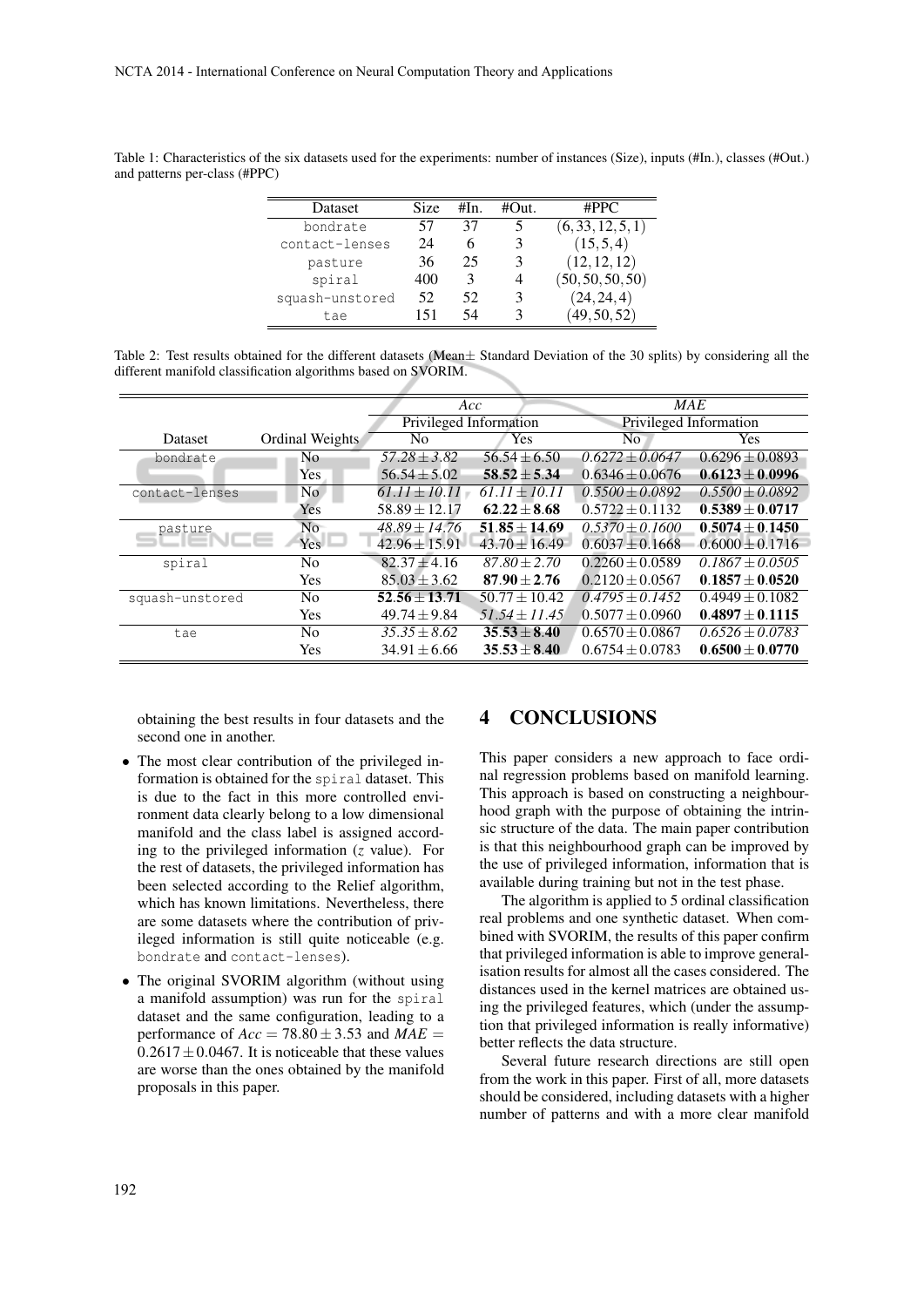Table 1: Characteristics of the six datasets used for the experiments: number of instances (Size), inputs (#In.), classes (#Out.) and patterns per-class (#PPC)

| Dataset | Size | #In. | #Out. | #PPC |
|---|---|---|---|---|
| bondrate | 57 | 37 | 5 | $(6,33,12,5,1)$ |
| contact-lenses | 24 | 6 | 3 | $(15,5,4)$ |
| pasture | 36 | 25 | 3 | $(12,12,12)$ |
| spiral | 400 | 3 | 4 | $(50,50,50,50)$ |
| squash-unstored | 52 | 52 | 3 | $(24,24,4)$ |
| tae | 151 | 54 | 3 | $(49,50,52)$ |

Table 2: Test results obtained for the different datasets (Mean± Standard Deviation of the 30 splits) by considering all the different manifold classification algorithms based on SVORIM.

| | | *Acc* | | *MAE* | |
|---|---|---|---|---|---|
| | | Privileged Information | | Privileged Information | |
| Dataset | Ordinal Weights | No | Yes | No | Yes |
| bondrate | No | *57.28 ± 3.82* | 56.54 ± 6.50 | *0.6272 ± 0.0647* | 0.6296 ± 0.0893 |
| | Yes | 56.54 ± 5.02 | **58.52 ± 5.34** | 0.6346 ± 0.0676 | **0.6123 ± 0.0996** |
| contact-lenses | No | *61.11 ± 10.11* | *61.11 ± 10.11* | *0.5500 ± 0.0892* | *0.5500 ± 0.0892* |
| | Yes | 58.89 ± 12.17 | **62.22 ± 8.68** | 0.5722 ± 0.1132 | **0.5389 ± 0.0717** |
| pasture | No | *48.89 ± 14.76* | **51.85 ± 14.69** | *0.5370 ± 0.1600* | **0.5074 ± 0.1450** |
| | Yes | 42.96 ± 15.91 | 43.70 ± 16.49 | 0.6037 ± 0.1668 | 0.6000 ± 0.1716 |
| spiral | No | 82.37 ± 4.16 | *87.80 ± 2.70* | 0.2260 ± 0.0589 | *0.1867 ± 0.0505* |
| | Yes | 85.03 ± 3.62 | **87.90 ± 2.76** | 0.2120 ± 0.0567 | **0.1857 ± 0.0520** |
| squash-unstored | No | **52.56 ± 13.71** | 50.77 ± 10.42 | *0.4795 ± 0.1452* | 0.4949 ± 0.1082 |
| | Yes | 49.74 ± 9.84 | *51.54 ± 11.45* | 0.5077 ± 0.0960 | **0.4897 ± 0.1115** |
| tae | No | *35.35 ± 8.62* | **35.53 ± 8.40** | 0.6570 ± 0.0867 | *0.6526 ± 0.0783* |
| | Yes | 34.91 ± 6.66 | **35.53 ± 8.40** | 0.6754 ± 0.0783 | **0.6500 ± 0.0770** |

obtaining the best results in four datasets and the second one in another.

- The most clear contribution of the privileged information is obtained for the spiral dataset. This is due to the fact in this more controlled environment data clearly belong to a low dimensional manifold and the class label is assigned according to the privileged information ($z$ value). For the rest of datasets, the privileged information has been selected according to the Relief algorithm, which has known limitations. Nevertheless, there are some datasets where the contribution of privileged information is still quite noticeable (e.g. bondrate and contact-lenses).
- The original SVORIM algorithm (without using a manifold assumption) was run for the spiral dataset and the same configuration, leading to a performance of $Acc = 78.80 \pm 3.53$ and $MAE = 0.2617 \pm 0.0467$. It is noticeable that these values are worse than the ones obtained by the manifold proposals in this paper.

## 4 CONCLUSIONS

This paper considers a new approach to face ordinal regression problems based on manifold learning. This approach is based on constructing a neighbourhood graph with the purpose of obtaining the intrinsic structure of the data. The main paper contribution is that this neighbourhood graph can be improved by the use of privileged information, information that is available during training but not in the test phase.

The algorithm is applied to 5 ordinal classification real problems and one synthetic dataset. When combined with SVORIM, the results of this paper confirm that privileged information is able to improve generalisation results for almost all the cases considered. The distances used in the kernel matrices are obtained using the privileged features, which (under the assumption that privileged information is really informative) better reflects the data structure.

Several future research directions are still open from the work in this paper. First of all, more datasets should be considered, including datasets with a higher number of patterns and with a more clear manifold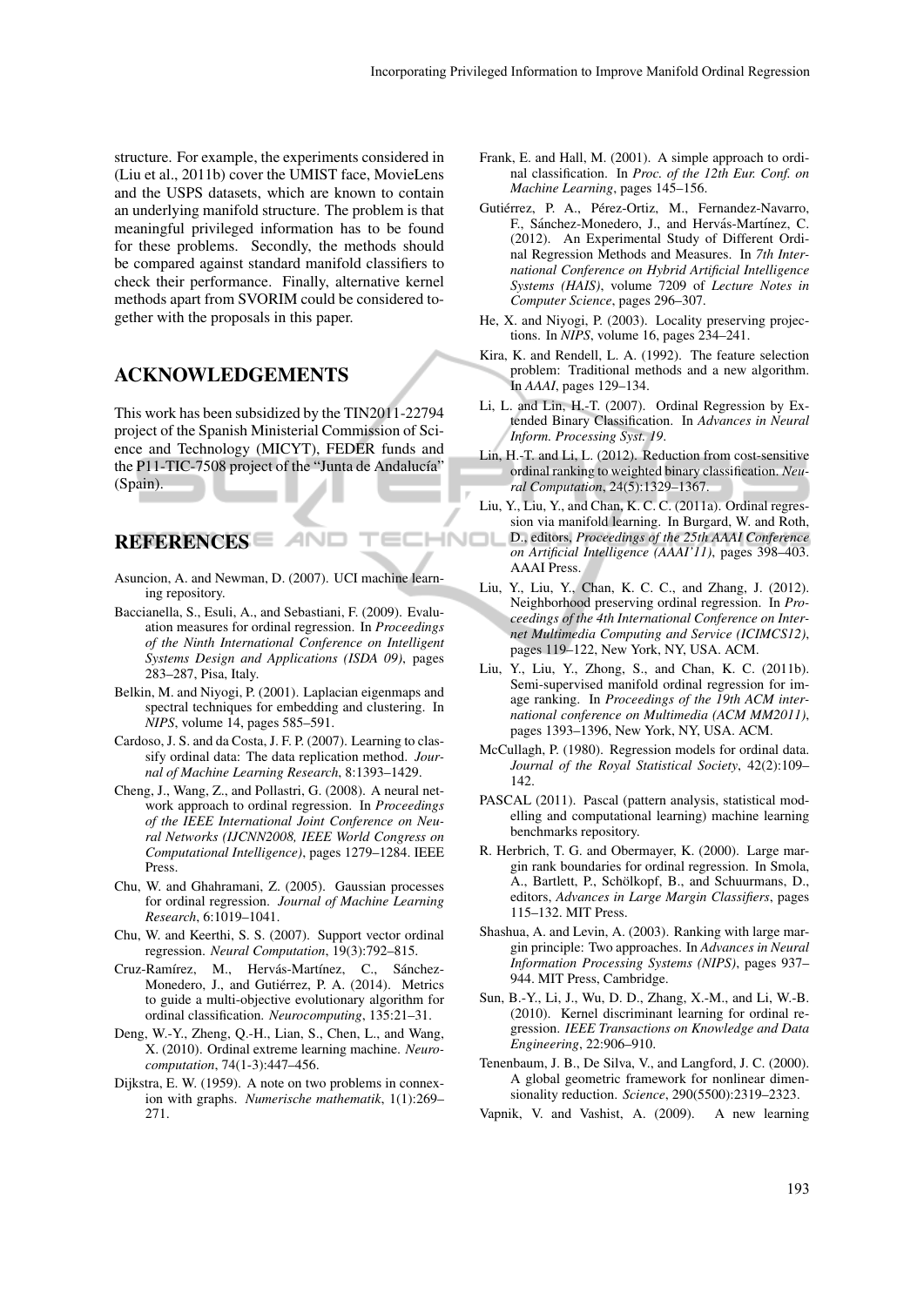structure. For example, the experiments considered in (Liu et al., 2011b) cover the UMIST face, MovieLens and the USPS datasets, which are known to contain an underlying manifold structure. The problem is that meaningful privileged information has to be found for these problems. Secondly, the methods should be compared against standard manifold classifiers to check their performance. Finally, alternative kernel methods apart from SVORIM could be considered together with the proposals in this paper.

## ACKNOWLEDGEMENTS

This work has been subsidized by the TIN2011-22794 project of the Spanish Ministerial Commission of Science and Technology (MICYT), FEDER funds and the P11-TIC-7508 project of the "Junta de Andalucía" (Spain).

## REFERENCES

Asuncion, A. and Newman, D. (2007). UCI machine learning repository.

Baccianella, S., Esuli, A., and Sebastiani, F. (2009). Evaluation measures for ordinal regression. In *Proceedings of the Ninth International Conference on Intelligent Systems Design and Applications (ISDA 09)*, pages 283–287, Pisa, Italy.

Belkin, M. and Niyogi, P. (2001). Laplacian eigenmaps and spectral techniques for embedding and clustering. In *NIPS*, volume 14, pages 585–591.

Cardoso, J. S. and da Costa, J. F. P. (2007). Learning to classify ordinal data: The data replication method. *Journal of Machine Learning Research*, 8:1393–1429.

Cheng, J., Wang, Z., and Pollastri, G. (2008). A neural network approach to ordinal regression. In *Proceedings of the IEEE International Joint Conference on Neural Networks (IJCNN2008, IEEE World Congress on Computational Intelligence)*, pages 1279–1284. IEEE Press.

Chu, W. and Ghahramani, Z. (2005). Gaussian processes for ordinal regression. *Journal of Machine Learning Research*, 6:1019–1041.

Chu, W. and Keerthi, S. S. (2007). Support vector ordinal regression. *Neural Computation*, 19(3):792–815.

Cruz-Ramírez, M., Hervás-Martínez, C., Sánchez-Monedero, J., and Gutiérrez, P. A. (2014). Metrics to guide a multi-objective evolutionary algorithm for ordinal classification. *Neurocomputing*, 135:21–31.

Deng, W.-Y., Zheng, Q.-H., Lian, S., Chen, L., and Wang, X. (2010). Ordinal extreme learning machine. *Neurocomputation*, 74(1-3):447–456.

Dijkstra, E. W. (1959). A note on two problems in connexion with graphs. *Numerische mathematik*, 1(1):269–271.

Frank, E. and Hall, M. (2001). A simple approach to ordinal classification. In *Proc. of the 12th Eur. Conf. on Machine Learning*, pages 145–156.

Gutiérrez, P. A., Pérez-Ortiz, M., Fernandez-Navarro, F., Sánchez-Monedero, J., and Hervás-Martínez, C. (2012). An Experimental Study of Different Ordinal Regression Methods and Measures. In *7th International Conference on Hybrid Artificial Intelligence Systems (HAIS)*, volume 7209 of *Lecture Notes in Computer Science*, pages 296–307.

He, X. and Niyogi, P. (2003). Locality preserving projections. In *NIPS*, volume 16, pages 234–241.

Kira, K. and Rendell, L. A. (1992). The feature selection problem: Traditional methods and a new algorithm. In *AAAI*, pages 129–134.

Li, L. and Lin, H.-T. (2007). Ordinal Regression by Extended Binary Classification. In *Advances in Neural Inform. Processing Syst. 19*.

Lin, H.-T. and Li, L. (2012). Reduction from cost-sensitive ordinal ranking to weighted binary classification. *Neural Computation*, 24(5):1329–1367.

Liu, Y., Liu, Y., and Chan, K. C. C. (2011a). Ordinal regression via manifold learning. In Burgard, W. and Roth, D., editors, *Proceedings of the 25th AAAI Conference on Artificial Intelligence (AAAI'11)*, pages 398–403. AAAI Press.

Liu, Y., Liu, Y., Chan, K. C. C., and Zhang, J. (2012). Neighborhood preserving ordinal regression. In *Proceedings of the 4th International Conference on Internet Multimedia Computing and Service (ICIMCS12)*, pages 119–122, New York, NY, USA. ACM.

Liu, Y., Liu, Y., Zhong, S., and Chan, K. C. (2011b). Semi-supervised manifold ordinal regression for image ranking. In *Proceedings of the 19th ACM international conference on Multimedia (ACM MM2011)*, pages 1393–1396, New York, NY, USA. ACM.

McCullagh, P. (1980). Regression models for ordinal data. *Journal of the Royal Statistical Society*, 42(2):109–142.

PASCAL (2011). Pascal (pattern analysis, statistical modelling and computational learning) machine learning benchmarks repository.

R. Herbrich, T. G. and Obermayer, K. (2000). Large margin rank boundaries for ordinal regression. In Smola, A., Bartlett, P., Schölkopf, B., and Schuurmans, D., editors, *Advances in Large Margin Classifiers*, pages 115–132. MIT Press.

Shashua, A. and Levin, A. (2003). Ranking with large margin principle: Two approaches. In *Advances in Neural Information Processing Systems (NIPS)*, pages 937–944. MIT Press, Cambridge.

Sun, B.-Y., Li, J., Wu, D. D., Zhang, X.-M., and Li, W.-B. (2010). Kernel discriminant learning for ordinal regression. *IEEE Transactions on Knowledge and Data Engineering*, 22:906–910.

Tenenbaum, J. B., De Silva, V., and Langford, J. C. (2000). A global geometric framework for nonlinear dimensionality reduction. *Science*, 290(5500):2319–2323.

Vapnik, V. and Vashist, A. (2009). A new learning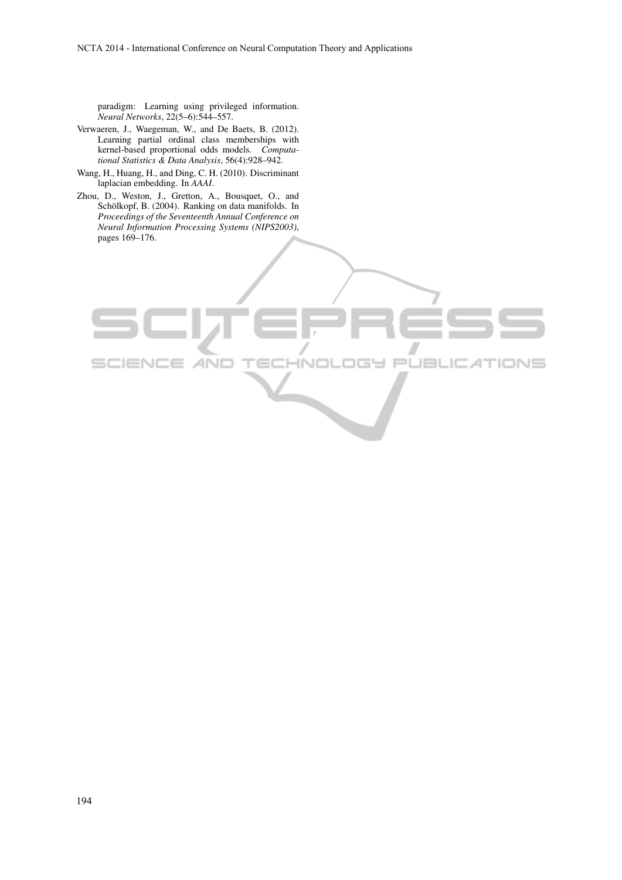paradigm: Learning using privileged information. *Neural Networks*, 22(5–6):544–557.

Verwaeren, J., Waegeman, W., and De Baets, B. (2012). Learning partial ordinal class memberships with kernel-based proportional odds models. *Computational Statistics & Data Analysis*, 56(4):928–942.

Wang, H., Huang, H., and Ding, C. H. (2010). Discriminant laplacian embedding. In *AAAI*.

Zhou, D., Weston, J., Gretton, A., Bousquet, O., and Schölkopf, B. (2004). Ranking on data manifolds. In *Proceedings of the Seventeenth Annual Conference on Neural Information Processing Systems (NIPS2003)*, pages 169–176.